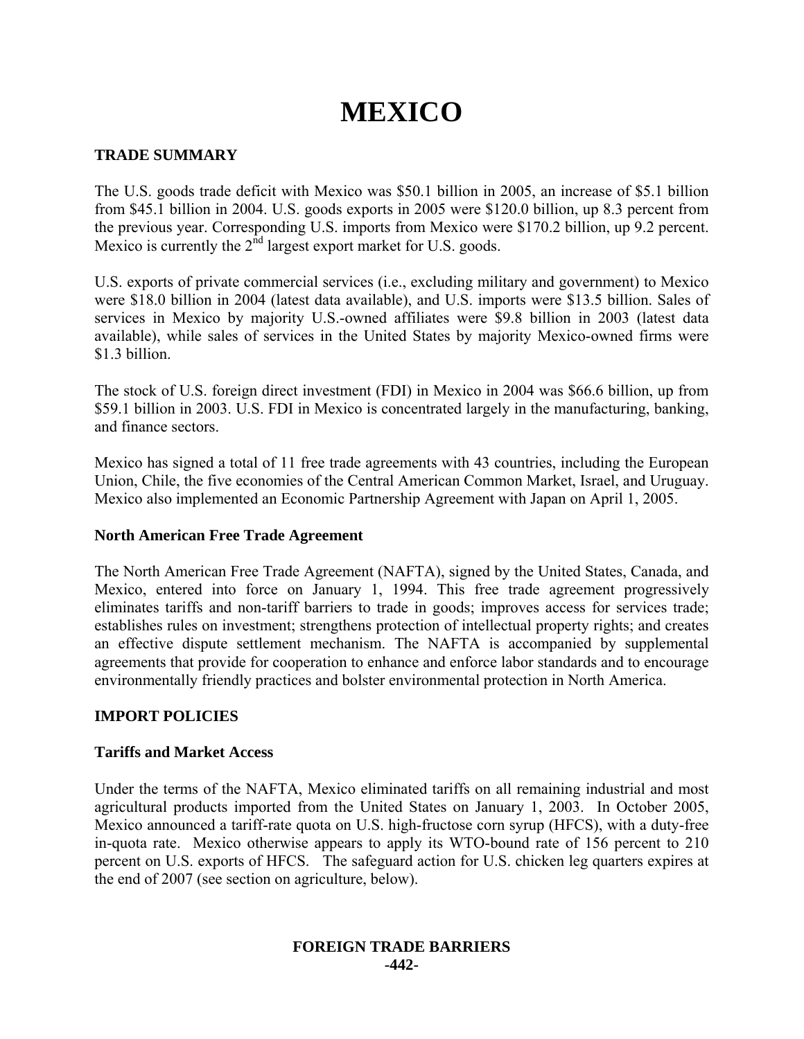# MEXICO

## TRADE SUMMARY

The U.S. goods trade deficit with Mexico was $50.1 billion in 2005, an increase of $5.1 billion from $45.1 billion in 2004. U.S. goods exports in 2005 were $120.0 billion, up 8.3 percent from the previous year. Corresponding U.S. imports from Mexico were $170.2 billion, up 9.2 percent. Mexico is currently the 2nd largest export market for U.S. goods.

U.S. exports of private commercial services (i.e., excluding military and government) to Mexico were $18.0 billion in 2004 (latest data available), and U.S. imports were $13.5 billion. Sales of services in Mexico by majority U.S.-owned affiliates were $9.8 billion in 2003 (latest data available), while sales of services in the United States by majority Mexico-owned firms were $1.3 billion.

The stock of U.S. foreign direct investment (FDI) in Mexico in 2004 was $66.6 billion, up from $59.1 billion in 2003. U.S. FDI in Mexico is concentrated largely in the manufacturing, banking, and finance sectors.

Mexico has signed a total of 11 free trade agreements with 43 countries, including the European Union, Chile, the five economies of the Central American Common Market, Israel, and Uruguay. Mexico also implemented an Economic Partnership Agreement with Japan on April 1, 2005.

### North American Free Trade Agreement

The North American Free Trade Agreement (NAFTA), signed by the United States, Canada, and Mexico, entered into force on January 1, 1994. This free trade agreement progressively eliminates tariffs and non-tariff barriers to trade in goods; improves access for services trade; establishes rules on investment; strengthens protection of intellectual property rights; and creates an effective dispute settlement mechanism. The NAFTA is accompanied by supplemental agreements that provide for cooperation to enhance and enforce labor standards and to encourage environmentally friendly practices and bolster environmental protection in North America.

## IMPORT POLICIES

### Tariffs and Market Access

Under the terms of the NAFTA, Mexico eliminated tariffs on all remaining industrial and most agricultural products imported from the United States on January 1, 2003. In October 2005, Mexico announced a tariff-rate quota on U.S. high-fructose corn syrup (HFCS), with a duty-free in-quota rate. Mexico otherwise appears to apply its WTO-bound rate of 156 percent to 210 percent on U.S. exports of HFCS. The safeguard action for U.S. chicken leg quarters expires at the end of 2007 (see section on agriculture, below).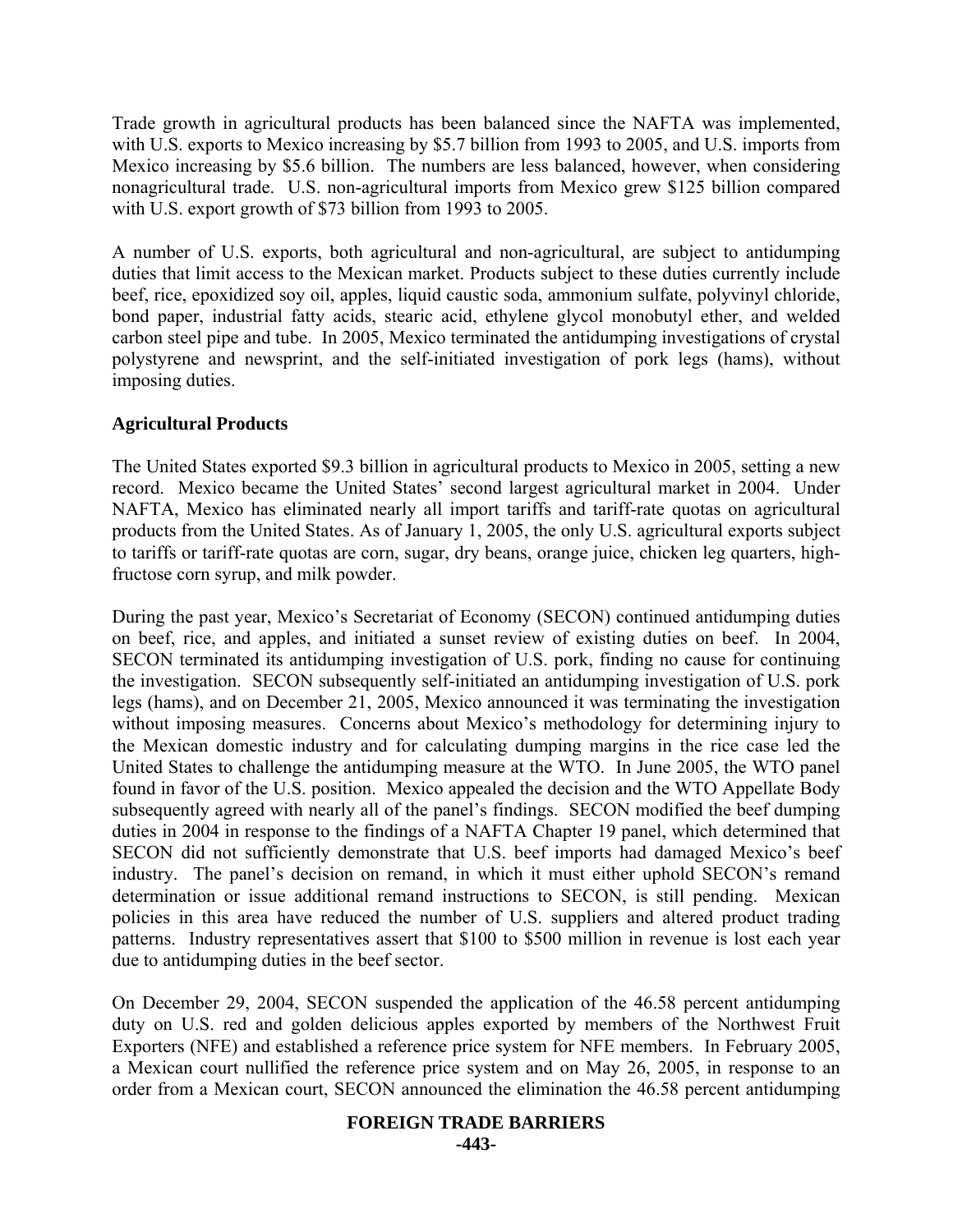Trade growth in agricultural products has been balanced since the NAFTA was implemented, with U.S. exports to Mexico increasing by $5.7 billion from 1993 to 2005, and U.S. imports from Mexico increasing by $5.6 billion. The numbers are less balanced, however, when considering nonagricultural trade. U.S. non-agricultural imports from Mexico grew $125 billion compared with U.S. export growth of $73 billion from 1993 to 2005.

A number of U.S. exports, both agricultural and non-agricultural, are subject to antidumping duties that limit access to the Mexican market. Products subject to these duties currently include beef, rice, epoxidized soy oil, apples, liquid caustic soda, ammonium sulfate, polyvinyl chloride, bond paper, industrial fatty acids, stearic acid, ethylene glycol monobutyl ether, and welded carbon steel pipe and tube. In 2005, Mexico terminated the antidumping investigations of crystal polystyrene and newsprint, and the self-initiated investigation of pork legs (hams), without imposing duties.

**Agricultural Products**

The United States exported $9.3 billion in agricultural products to Mexico in 2005, setting a new record. Mexico became the United States' second largest agricultural market in 2004. Under NAFTA, Mexico has eliminated nearly all import tariffs and tariff-rate quotas on agricultural products from the United States. As of January 1, 2005, the only U.S. agricultural exports subject to tariffs or tariff-rate quotas are corn, sugar, dry beans, orange juice, chicken leg quarters, high-fructose corn syrup, and milk powder.

During the past year, Mexico's Secretariat of Economy (SECON) continued antidumping duties on beef, rice, and apples, and initiated a sunset review of existing duties on beef. In 2004, SECON terminated its antidumping investigation of U.S. pork, finding no cause for continuing the investigation. SECON subsequently self-initiated an antidumping investigation of U.S. pork legs (hams), and on December 21, 2005, Mexico announced it was terminating the investigation without imposing measures. Concerns about Mexico's methodology for determining injury to the Mexican domestic industry and for calculating dumping margins in the rice case led the United States to challenge the antidumping measure at the WTO. In June 2005, the WTO panel found in favor of the U.S. position. Mexico appealed the decision and the WTO Appellate Body subsequently agreed with nearly all of the panel's findings. SECON modified the beef dumping duties in 2004 in response to the findings of a NAFTA Chapter 19 panel, which determined that SECON did not sufficiently demonstrate that U.S. beef imports had damaged Mexico's beef industry. The panel's decision on remand, in which it must either uphold SECON's remand determination or issue additional remand instructions to SECON, is still pending. Mexican policies in this area have reduced the number of U.S. suppliers and altered product trading patterns. Industry representatives assert that $100 to $500 million in revenue is lost each year due to antidumping duties in the beef sector.

On December 29, 2004, SECON suspended the application of the 46.58 percent antidumping duty on U.S. red and golden delicious apples exported by members of the Northwest Fruit Exporters (NFE) and established a reference price system for NFE members. In February 2005, a Mexican court nullified the reference price system and on May 26, 2005, in response to an order from a Mexican court, SECON announced the elimination the 46.58 percent antidumping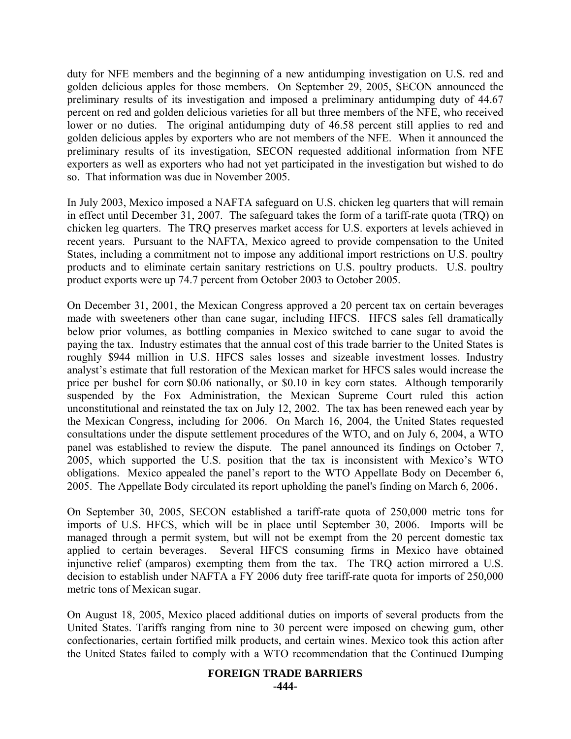duty for NFE members and the beginning of a new antidumping investigation on U.S. red and golden delicious apples for those members. On September 29, 2005, SECON announced the preliminary results of its investigation and imposed a preliminary antidumping duty of 44.67 percent on red and golden delicious varieties for all but three members of the NFE, who received lower or no duties. The original antidumping duty of 46.58 percent still applies to red and golden delicious apples by exporters who are not members of the NFE. When it announced the preliminary results of its investigation, SECON requested additional information from NFE exporters as well as exporters who had not yet participated in the investigation but wished to do so. That information was due in November 2005.

In July 2003, Mexico imposed a NAFTA safeguard on U.S. chicken leg quarters that will remain in effect until December 31, 2007. The safeguard takes the form of a tariff-rate quota (TRQ) on chicken leg quarters. The TRQ preserves market access for U.S. exporters at levels achieved in recent years. Pursuant to the NAFTA, Mexico agreed to provide compensation to the United States, including a commitment not to impose any additional import restrictions on U.S. poultry products and to eliminate certain sanitary restrictions on U.S. poultry products. U.S. poultry product exports were up 74.7 percent from October 2003 to October 2005.

On December 31, 2001, the Mexican Congress approved a 20 percent tax on certain beverages made with sweeteners other than cane sugar, including HFCS. HFCS sales fell dramatically below prior volumes, as bottling companies in Mexico switched to cane sugar to avoid the paying the tax. Industry estimates that the annual cost of this trade barrier to the United States is roughly $944 million in U.S. HFCS sales losses and sizeable investment losses. Industry analyst's estimate that full restoration of the Mexican market for HFCS sales would increase the price per bushel for corn $0.06 nationally, or $0.10 in key corn states. Although temporarily suspended by the Fox Administration, the Mexican Supreme Court ruled this action unconstitutional and reinstated the tax on July 12, 2002. The tax has been renewed each year by the Mexican Congress, including for 2006. On March 16, 2004, the United States requested consultations under the dispute settlement procedures of the WTO, and on July 6, 2004, a WTO panel was established to review the dispute. The panel announced its findings on October 7, 2005, which supported the U.S. position that the tax is inconsistent with Mexico's WTO obligations. Mexico appealed the panel's report to the WTO Appellate Body on December 6, 2005. The Appellate Body circulated its report upholding the panel's finding on March 6, 2006.

On September 30, 2005, SECON established a tariff-rate quota of 250,000 metric tons for imports of U.S. HFCS, which will be in place until September 30, 2006. Imports will be managed through a permit system, but will not be exempt from the 20 percent domestic tax applied to certain beverages. Several HFCS consuming firms in Mexico have obtained injunctive relief (amparos) exempting them from the tax. The TRQ action mirrored a U.S. decision to establish under NAFTA a FY 2006 duty free tariff-rate quota for imports of 250,000 metric tons of Mexican sugar.

On August 18, 2005, Mexico placed additional duties on imports of several products from the United States. Tariffs ranging from nine to 30 percent were imposed on chewing gum, other confectionaries, certain fortified milk products, and certain wines. Mexico took this action after the United States failed to comply with a WTO recommendation that the Continued Dumping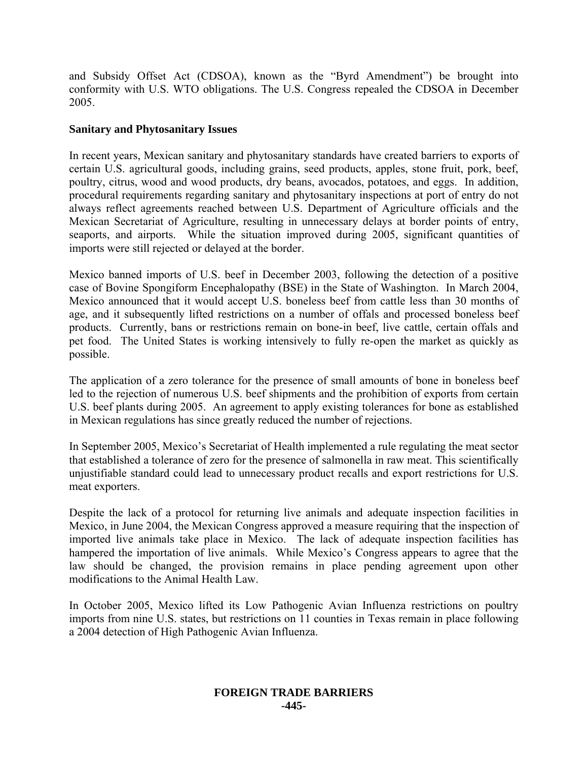and Subsidy Offset Act (CDSOA), known as the "Byrd Amendment") be brought into conformity with U.S. WTO obligations. The U.S. Congress repealed the CDSOA in December 2005.

**Sanitary and Phytosanitary Issues**

In recent years, Mexican sanitary and phytosanitary standards have created barriers to exports of certain U.S. agricultural goods, including grains, seed products, apples, stone fruit, pork, beef, poultry, citrus, wood and wood products, dry beans, avocados, potatoes, and eggs. In addition, procedural requirements regarding sanitary and phytosanitary inspections at port of entry do not always reflect agreements reached between U.S. Department of Agriculture officials and the Mexican Secretariat of Agriculture, resulting in unnecessary delays at border points of entry, seaports, and airports. While the situation improved during 2005, significant quantities of imports were still rejected or delayed at the border.

Mexico banned imports of U.S. beef in December 2003, following the detection of a positive case of Bovine Spongiform Encephalopathy (BSE) in the State of Washington. In March 2004, Mexico announced that it would accept U.S. boneless beef from cattle less than 30 months of age, and it subsequently lifted restrictions on a number of offals and processed boneless beef products. Currently, bans or restrictions remain on bone-in beef, live cattle, certain offals and pet food. The United States is working intensively to fully re-open the market as quickly as possible.

The application of a zero tolerance for the presence of small amounts of bone in boneless beef led to the rejection of numerous U.S. beef shipments and the prohibition of exports from certain U.S. beef plants during 2005. An agreement to apply existing tolerances for bone as established in Mexican regulations has since greatly reduced the number of rejections.

In September 2005, Mexico's Secretariat of Health implemented a rule regulating the meat sector that established a tolerance of zero for the presence of salmonella in raw meat. This scientifically unjustifiable standard could lead to unnecessary product recalls and export restrictions for U.S. meat exporters.

Despite the lack of a protocol for returning live animals and adequate inspection facilities in Mexico, in June 2004, the Mexican Congress approved a measure requiring that the inspection of imported live animals take place in Mexico. The lack of adequate inspection facilities has hampered the importation of live animals. While Mexico's Congress appears to agree that the law should be changed, the provision remains in place pending agreement upon other modifications to the Animal Health Law.

In October 2005, Mexico lifted its Low Pathogenic Avian Influenza restrictions on poultry imports from nine U.S. states, but restrictions on 11 counties in Texas remain in place following a 2004 detection of High Pathogenic Avian Influenza.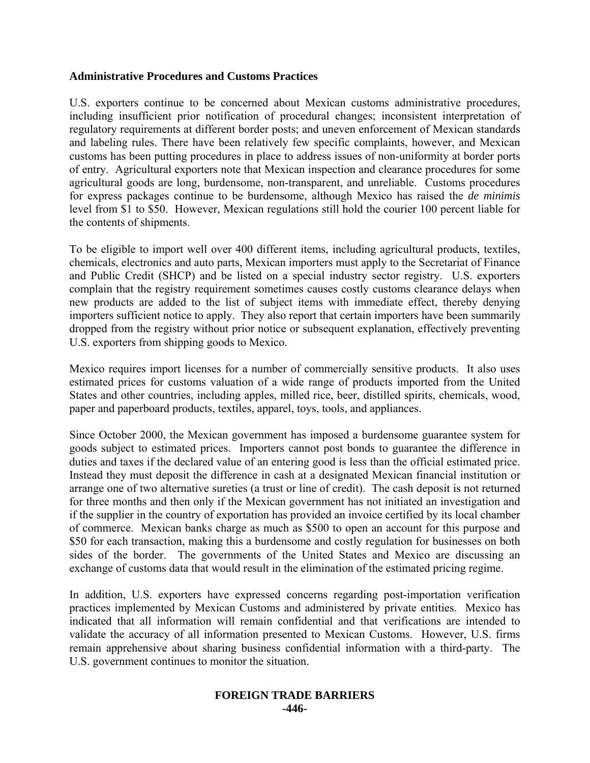**Administrative Procedures and Customs Practices**

U.S. exporters continue to be concerned about Mexican customs administrative procedures, including insufficient prior notification of procedural changes; inconsistent interpretation of regulatory requirements at different border posts; and uneven enforcement of Mexican standards and labeling rules. There have been relatively few specific complaints, however, and Mexican customs has been putting procedures in place to address issues of non-uniformity at border ports of entry. Agricultural exporters note that Mexican inspection and clearance procedures for some agricultural goods are long, burdensome, non-transparent, and unreliable. Customs procedures for express packages continue to be burdensome, although Mexico has raised the *de minimis* level from $1 to $50. However, Mexican regulations still hold the courier 100 percent liable for the contents of shipments.

To be eligible to import well over 400 different items, including agricultural products, textiles, chemicals, electronics and auto parts, Mexican importers must apply to the Secretariat of Finance and Public Credit (SHCP) and be listed on a special industry sector registry. U.S. exporters complain that the registry requirement sometimes causes costly customs clearance delays when new products are added to the list of subject items with immediate effect, thereby denying importers sufficient notice to apply. They also report that certain importers have been summarily dropped from the registry without prior notice or subsequent explanation, effectively preventing U.S. exporters from shipping goods to Mexico.

Mexico requires import licenses for a number of commercially sensitive products. It also uses estimated prices for customs valuation of a wide range of products imported from the United States and other countries, including apples, milled rice, beer, distilled spirits, chemicals, wood, paper and paperboard products, textiles, apparel, toys, tools, and appliances.

Since October 2000, the Mexican government has imposed a burdensome guarantee system for goods subject to estimated prices. Importers cannot post bonds to guarantee the difference in duties and taxes if the declared value of an entering good is less than the official estimated price. Instead they must deposit the difference in cash at a designated Mexican financial institution or arrange one of two alternative sureties (a trust or line of credit). The cash deposit is not returned for three months and then only if the Mexican government has not initiated an investigation and if the supplier in the country of exportation has provided an invoice certified by its local chamber of commerce. Mexican banks charge as much as $500 to open an account for this purpose and $50 for each transaction, making this a burdensome and costly regulation for businesses on both sides of the border. The governments of the United States and Mexico are discussing an exchange of customs data that would result in the elimination of the estimated pricing regime.

In addition, U.S. exporters have expressed concerns regarding post-importation verification practices implemented by Mexican Customs and administered by private entities. Mexico has indicated that all information will remain confidential and that verifications are intended to validate the accuracy of all information presented to Mexican Customs. However, U.S. firms remain apprehensive about sharing business confidential information with a third-party. The U.S. government continues to monitor the situation.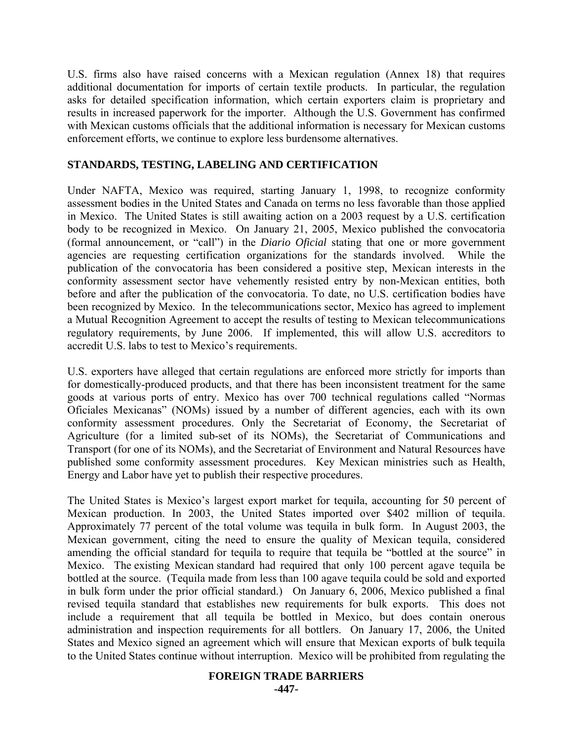U.S. firms also have raised concerns with a Mexican regulation (Annex 18) that requires additional documentation for imports of certain textile products. In particular, the regulation asks for detailed specification information, which certain exporters claim is proprietary and results in increased paperwork for the importer. Although the U.S. Government has confirmed with Mexican customs officials that the additional information is necessary for Mexican customs enforcement efforts, we continue to explore less burdensome alternatives.

## STANDARDS, TESTING, LABELING AND CERTIFICATION

Under NAFTA, Mexico was required, starting January 1, 1998, to recognize conformity assessment bodies in the United States and Canada on terms no less favorable than those applied in Mexico. The United States is still awaiting action on a 2003 request by a U.S. certification body to be recognized in Mexico. On January 21, 2005, Mexico published the convocatoria (formal announcement, or "call") in the *Diario Oficial* stating that one or more government agencies are requesting certification organizations for the standards involved. While the publication of the convocatoria has been considered a positive step, Mexican interests in the conformity assessment sector have vehemently resisted entry by non-Mexican entities, both before and after the publication of the convocatoria. To date, no U.S. certification bodies have been recognized by Mexico. In the telecommunications sector, Mexico has agreed to implement a Mutual Recognition Agreement to accept the results of testing to Mexican telecommunications regulatory requirements, by June 2006. If implemented, this will allow U.S. accreditors to accredit U.S. labs to test to Mexico's requirements.

U.S. exporters have alleged that certain regulations are enforced more strictly for imports than for domestically-produced products, and that there has been inconsistent treatment for the same goods at various ports of entry. Mexico has over 700 technical regulations called "Normas Oficiales Mexicanas" (NOMs) issued by a number of different agencies, each with its own conformity assessment procedures. Only the Secretariat of Economy, the Secretariat of Agriculture (for a limited sub-set of its NOMs), the Secretariat of Communications and Transport (for one of its NOMs), and the Secretariat of Environment and Natural Resources have published some conformity assessment procedures. Key Mexican ministries such as Health, Energy and Labor have yet to publish their respective procedures.

The United States is Mexico's largest export market for tequila, accounting for 50 percent of Mexican production. In 2003, the United States imported over $402 million of tequila. Approximately 77 percent of the total volume was tequila in bulk form. In August 2003, the Mexican government, citing the need to ensure the quality of Mexican tequila, considered amending the official standard for tequila to require that tequila be "bottled at the source" in Mexico. The existing Mexican standard had required that only 100 percent agave tequila be bottled at the source. (Tequila made from less than 100 agave tequila could be sold and exported in bulk form under the prior official standard.) On January 6, 2006, Mexico published a final revised tequila standard that establishes new requirements for bulk exports. This does not include a requirement that all tequila be bottled in Mexico, but does contain onerous administration and inspection requirements for all bottlers. On January 17, 2006, the United States and Mexico signed an agreement which will ensure that Mexican exports of bulk tequila to the United States continue without interruption. Mexico will be prohibited from regulating the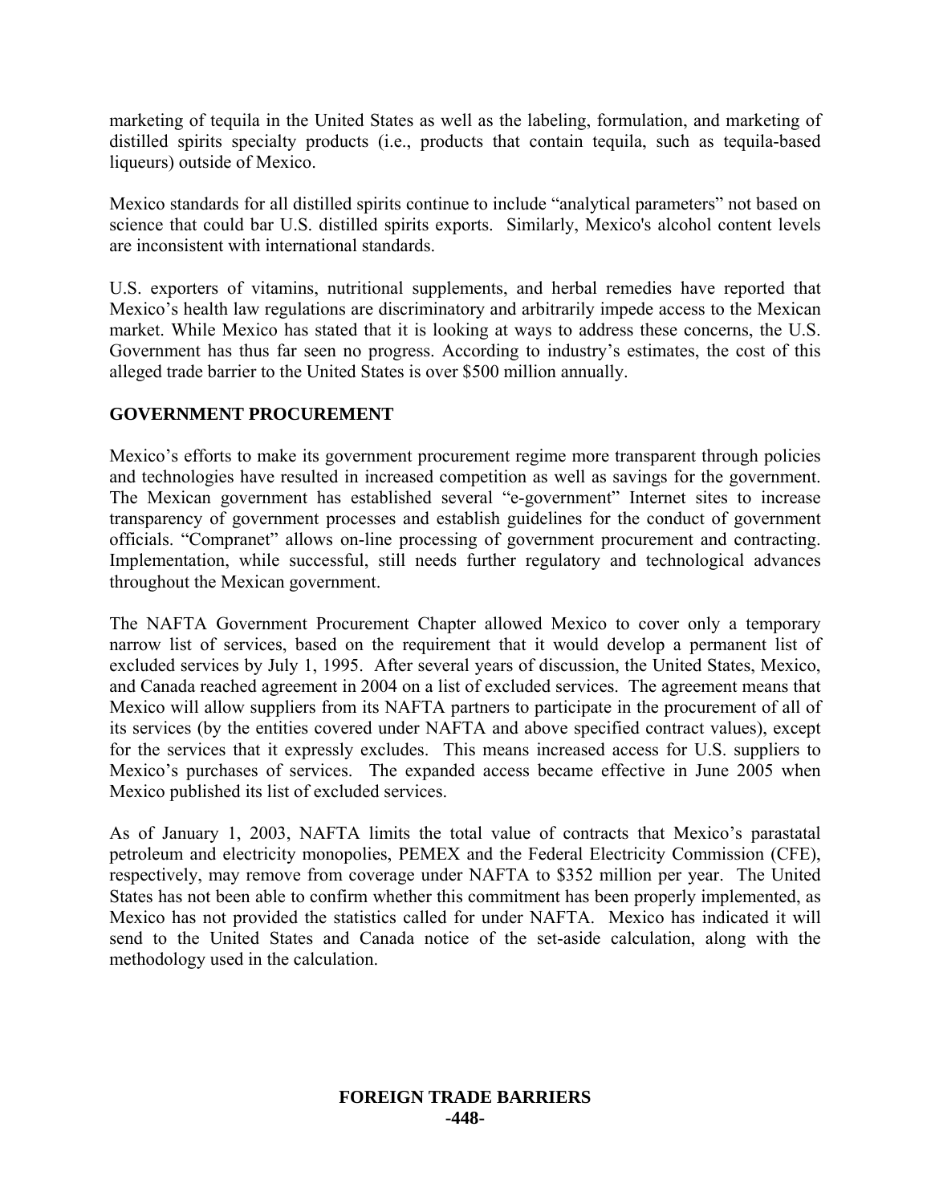marketing of tequila in the United States as well as the labeling, formulation, and marketing of distilled spirits specialty products (i.e., products that contain tequila, such as tequila-based liqueurs) outside of Mexico.

Mexico standards for all distilled spirits continue to include "analytical parameters" not based on science that could bar U.S. distilled spirits exports. Similarly, Mexico's alcohol content levels are inconsistent with international standards.

U.S. exporters of vitamins, nutritional supplements, and herbal remedies have reported that Mexico's health law regulations are discriminatory and arbitrarily impede access to the Mexican market. While Mexico has stated that it is looking at ways to address these concerns, the U.S. Government has thus far seen no progress. According to industry's estimates, the cost of this alleged trade barrier to the United States is over $500 million annually.

## GOVERNMENT PROCUREMENT

Mexico's efforts to make its government procurement regime more transparent through policies and technologies have resulted in increased competition as well as savings for the government. The Mexican government has established several "e-government" Internet sites to increase transparency of government processes and establish guidelines for the conduct of government officials. "Compranet" allows on-line processing of government procurement and contracting. Implementation, while successful, still needs further regulatory and technological advances throughout the Mexican government.

The NAFTA Government Procurement Chapter allowed Mexico to cover only a temporary narrow list of services, based on the requirement that it would develop a permanent list of excluded services by July 1, 1995. After several years of discussion, the United States, Mexico, and Canada reached agreement in 2004 on a list of excluded services. The agreement means that Mexico will allow suppliers from its NAFTA partners to participate in the procurement of all of its services (by the entities covered under NAFTA and above specified contract values), except for the services that it expressly excludes. This means increased access for U.S. suppliers to Mexico's purchases of services. The expanded access became effective in June 2005 when Mexico published its list of excluded services.

As of January 1, 2003, NAFTA limits the total value of contracts that Mexico's parastatal petroleum and electricity monopolies, PEMEX and the Federal Electricity Commission (CFE), respectively, may remove from coverage under NAFTA to $352 million per year. The United States has not been able to confirm whether this commitment has been properly implemented, as Mexico has not provided the statistics called for under NAFTA. Mexico has indicated it will send to the United States and Canada notice of the set-aside calculation, along with the methodology used in the calculation.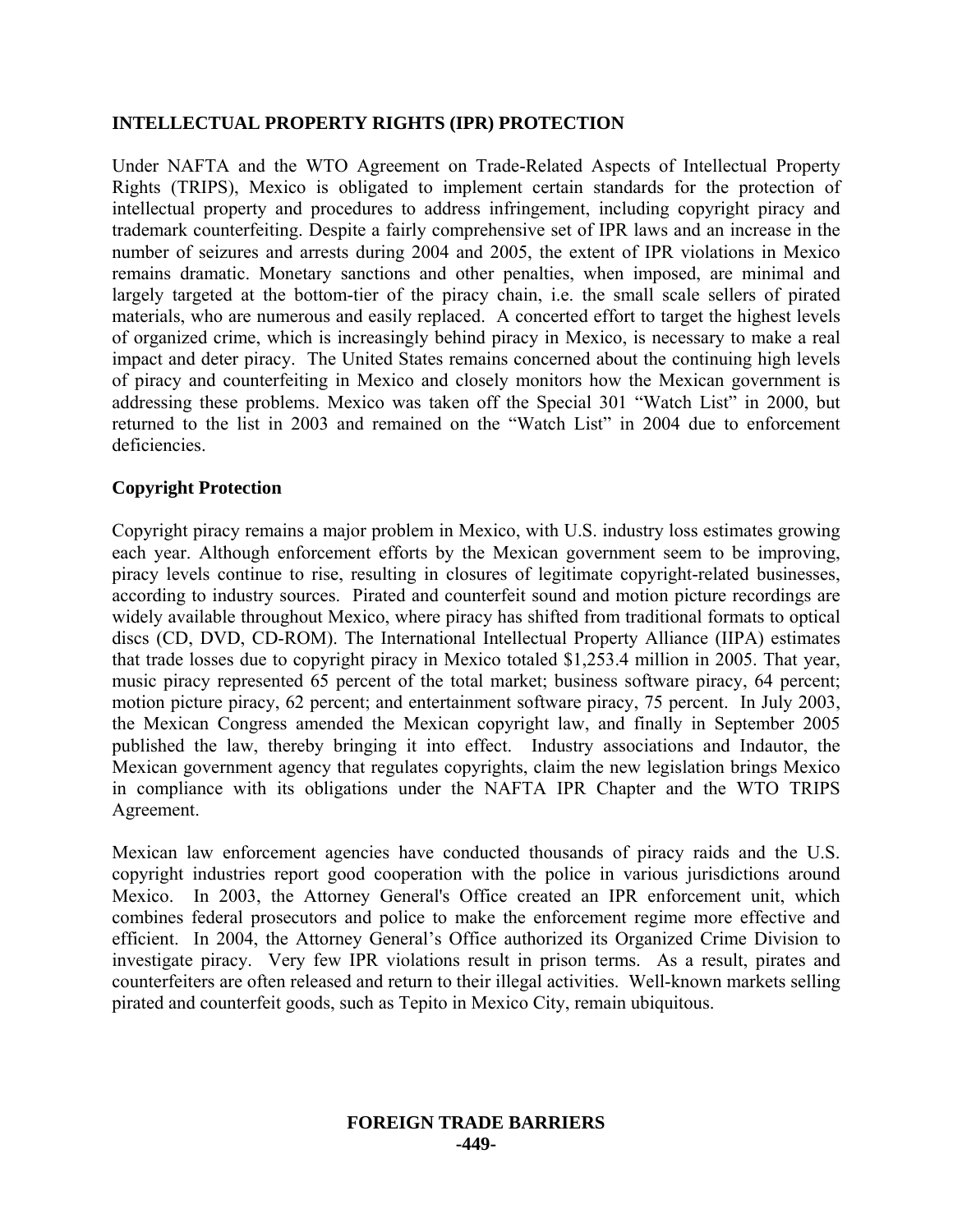## INTELLECTUAL PROPERTY RIGHTS (IPR) PROTECTION

Under NAFTA and the WTO Agreement on Trade-Related Aspects of Intellectual Property Rights (TRIPS), Mexico is obligated to implement certain standards for the protection of intellectual property and procedures to address infringement, including copyright piracy and trademark counterfeiting. Despite a fairly comprehensive set of IPR laws and an increase in the number of seizures and arrests during 2004 and 2005, the extent of IPR violations in Mexico remains dramatic. Monetary sanctions and other penalties, when imposed, are minimal and largely targeted at the bottom-tier of the piracy chain, i.e. the small scale sellers of pirated materials, who are numerous and easily replaced. A concerted effort to target the highest levels of organized crime, which is increasingly behind piracy in Mexico, is necessary to make a real impact and deter piracy. The United States remains concerned about the continuing high levels of piracy and counterfeiting in Mexico and closely monitors how the Mexican government is addressing these problems. Mexico was taken off the Special 301 "Watch List" in 2000, but returned to the list in 2003 and remained on the "Watch List" in 2004 due to enforcement deficiencies.

### Copyright Protection

Copyright piracy remains a major problem in Mexico, with U.S. industry loss estimates growing each year. Although enforcement efforts by the Mexican government seem to be improving, piracy levels continue to rise, resulting in closures of legitimate copyright-related businesses, according to industry sources. Pirated and counterfeit sound and motion picture recordings are widely available throughout Mexico, where piracy has shifted from traditional formats to optical discs (CD, DVD, CD-ROM). The International Intellectual Property Alliance (IIPA) estimates that trade losses due to copyright piracy in Mexico totaled $1,253.4 million in 2005. That year, music piracy represented 65 percent of the total market; business software piracy, 64 percent; motion picture piracy, 62 percent; and entertainment software piracy, 75 percent. In July 2003, the Mexican Congress amended the Mexican copyright law, and finally in September 2005 published the law, thereby bringing it into effect. Industry associations and Indautor, the Mexican government agency that regulates copyrights, claim the new legislation brings Mexico in compliance with its obligations under the NAFTA IPR Chapter and the WTO TRIPS Agreement.

Mexican law enforcement agencies have conducted thousands of piracy raids and the U.S. copyright industries report good cooperation with the police in various jurisdictions around Mexico. In 2003, the Attorney General's Office created an IPR enforcement unit, which combines federal prosecutors and police to make the enforcement regime more effective and efficient. In 2004, the Attorney General's Office authorized its Organized Crime Division to investigate piracy. Very few IPR violations result in prison terms. As a result, pirates and counterfeiters are often released and return to their illegal activities. Well-known markets selling pirated and counterfeit goods, such as Tepito in Mexico City, remain ubiquitous.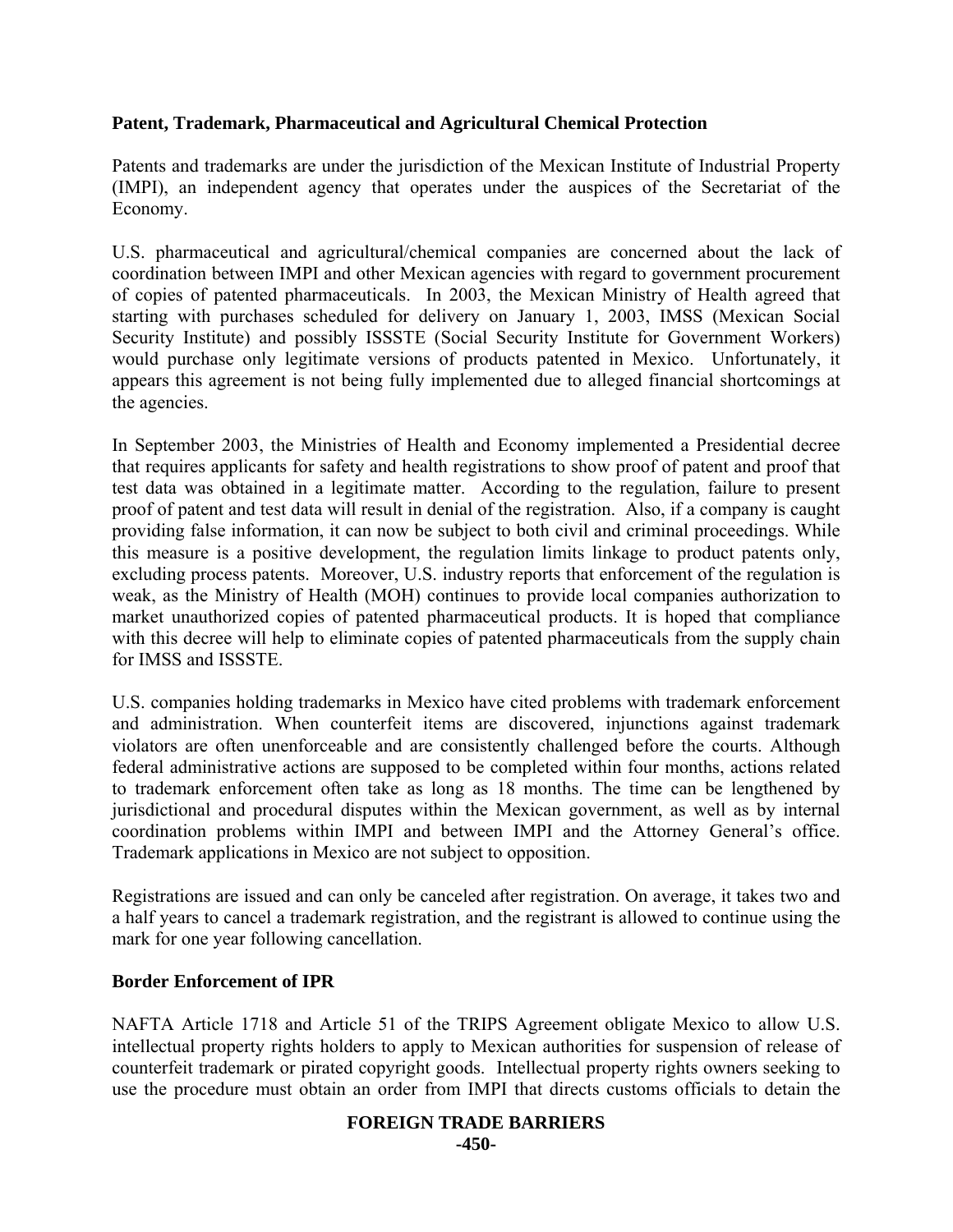**Patent, Trademark, Pharmaceutical and Agricultural Chemical Protection**

Patents and trademarks are under the jurisdiction of the Mexican Institute of Industrial Property (IMPI), an independent agency that operates under the auspices of the Secretariat of the Economy.

U.S. pharmaceutical and agricultural/chemical companies are concerned about the lack of coordination between IMPI and other Mexican agencies with regard to government procurement of copies of patented pharmaceuticals. In 2003, the Mexican Ministry of Health agreed that starting with purchases scheduled for delivery on January 1, 2003, IMSS (Mexican Social Security Institute) and possibly ISSSTE (Social Security Institute for Government Workers) would purchase only legitimate versions of products patented in Mexico. Unfortunately, it appears this agreement is not being fully implemented due to alleged financial shortcomings at the agencies.

In September 2003, the Ministries of Health and Economy implemented a Presidential decree that requires applicants for safety and health registrations to show proof of patent and proof that test data was obtained in a legitimate matter. According to the regulation, failure to present proof of patent and test data will result in denial of the registration. Also, if a company is caught providing false information, it can now be subject to both civil and criminal proceedings. While this measure is a positive development, the regulation limits linkage to product patents only, excluding process patents. Moreover, U.S. industry reports that enforcement of the regulation is weak, as the Ministry of Health (MOH) continues to provide local companies authorization to market unauthorized copies of patented pharmaceutical products. It is hoped that compliance with this decree will help to eliminate copies of patented pharmaceuticals from the supply chain for IMSS and ISSSTE.

U.S. companies holding trademarks in Mexico have cited problems with trademark enforcement and administration. When counterfeit items are discovered, injunctions against trademark violators are often unenforceable and are consistently challenged before the courts. Although federal administrative actions are supposed to be completed within four months, actions related to trademark enforcement often take as long as 18 months. The time can be lengthened by jurisdictional and procedural disputes within the Mexican government, as well as by internal coordination problems within IMPI and between IMPI and the Attorney General's office. Trademark applications in Mexico are not subject to opposition.

Registrations are issued and can only be canceled after registration. On average, it takes two and a half years to cancel a trademark registration, and the registrant is allowed to continue using the mark for one year following cancellation.

**Border Enforcement of IPR**

NAFTA Article 1718 and Article 51 of the TRIPS Agreement obligate Mexico to allow U.S. intellectual property rights holders to apply to Mexican authorities for suspension of release of counterfeit trademark or pirated copyright goods. Intellectual property rights owners seeking to use the procedure must obtain an order from IMPI that directs customs officials to detain the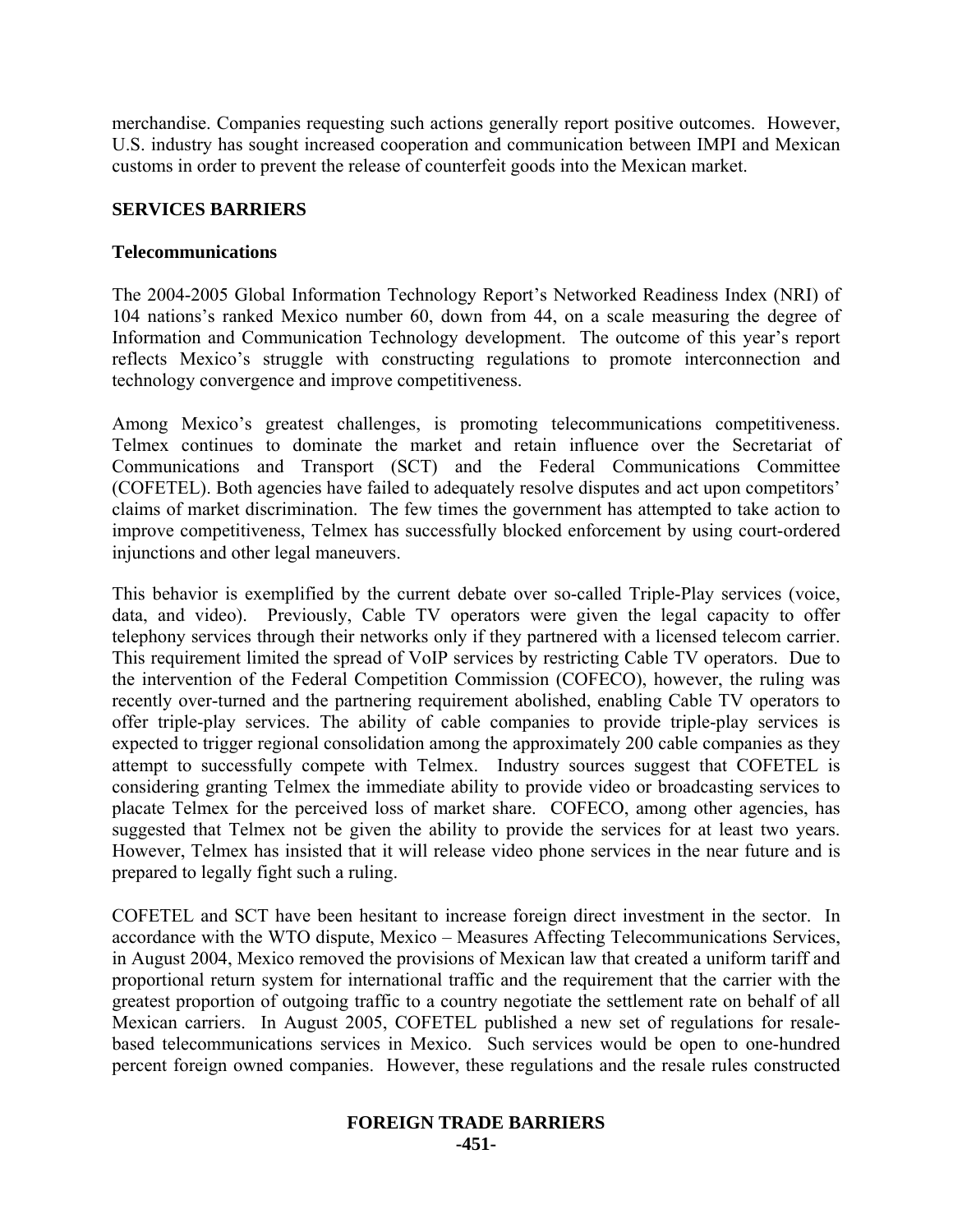merchandise. Companies requesting such actions generally report positive outcomes. However, U.S. industry has sought increased cooperation and communication between IMPI and Mexican customs in order to prevent the release of counterfeit goods into the Mexican market.

## SERVICES BARRIERS

### Telecommunications

The 2004-2005 Global Information Technology Report's Networked Readiness Index (NRI) of 104 nations's ranked Mexico number 60, down from 44, on a scale measuring the degree of Information and Communication Technology development. The outcome of this year's report reflects Mexico's struggle with constructing regulations to promote interconnection and technology convergence and improve competitiveness.

Among Mexico's greatest challenges, is promoting telecommunications competitiveness. Telmex continues to dominate the market and retain influence over the Secretariat of Communications and Transport (SCT) and the Federal Communications Committee (COFETEL). Both agencies have failed to adequately resolve disputes and act upon competitors' claims of market discrimination. The few times the government has attempted to take action to improve competitiveness, Telmex has successfully blocked enforcement by using court-ordered injunctions and other legal maneuvers.

This behavior is exemplified by the current debate over so-called Triple-Play services (voice, data, and video). Previously, Cable TV operators were given the legal capacity to offer telephony services through their networks only if they partnered with a licensed telecom carrier. This requirement limited the spread of VoIP services by restricting Cable TV operators. Due to the intervention of the Federal Competition Commission (COFECO), however, the ruling was recently over-turned and the partnering requirement abolished, enabling Cable TV operators to offer triple-play services. The ability of cable companies to provide triple-play services is expected to trigger regional consolidation among the approximately 200 cable companies as they attempt to successfully compete with Telmex. Industry sources suggest that COFETEL is considering granting Telmex the immediate ability to provide video or broadcasting services to placate Telmex for the perceived loss of market share. COFECO, among other agencies, has suggested that Telmex not be given the ability to provide the services for at least two years. However, Telmex has insisted that it will release video phone services in the near future and is prepared to legally fight such a ruling.

COFETEL and SCT have been hesitant to increase foreign direct investment in the sector. In accordance with the WTO dispute, Mexico – Measures Affecting Telecommunications Services, in August 2004, Mexico removed the provisions of Mexican law that created a uniform tariff and proportional return system for international traffic and the requirement that the carrier with the greatest proportion of outgoing traffic to a country negotiate the settlement rate on behalf of all Mexican carriers. In August 2005, COFETEL published a new set of regulations for resale-based telecommunications services in Mexico. Such services would be open to one-hundred percent foreign owned companies. However, these regulations and the resale rules constructed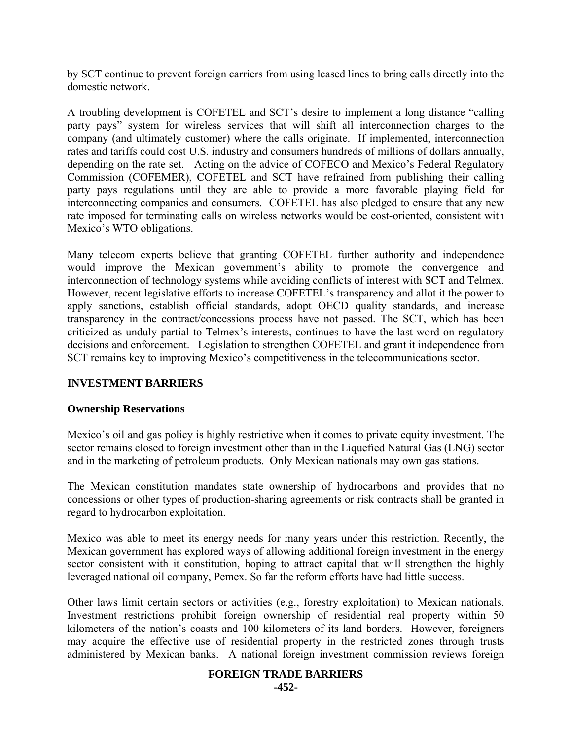by SCT continue to prevent foreign carriers from using leased lines to bring calls directly into the domestic network.

A troubling development is COFETEL and SCT's desire to implement a long distance "calling party pays" system for wireless services that will shift all interconnection charges to the company (and ultimately customer) where the calls originate. If implemented, interconnection rates and tariffs could cost U.S. industry and consumers hundreds of millions of dollars annually, depending on the rate set. Acting on the advice of COFECO and Mexico's Federal Regulatory Commission (COFEMER), COFETEL and SCT have refrained from publishing their calling party pays regulations until they are able to provide a more favorable playing field for interconnecting companies and consumers. COFETEL has also pledged to ensure that any new rate imposed for terminating calls on wireless networks would be cost-oriented, consistent with Mexico's WTO obligations.

Many telecom experts believe that granting COFETEL further authority and independence would improve the Mexican government's ability to promote the convergence and interconnection of technology systems while avoiding conflicts of interest with SCT and Telmex. However, recent legislative efforts to increase COFETEL's transparency and allot it the power to apply sanctions, establish official standards, adopt OECD quality standards, and increase transparency in the contract/concessions process have not passed. The SCT, which has been criticized as unduly partial to Telmex's interests, continues to have the last word on regulatory decisions and enforcement. Legislation to strengthen COFETEL and grant it independence from SCT remains key to improving Mexico's competitiveness in the telecommunications sector.

## INVESTMENT BARRIERS

### Ownership Reservations

Mexico's oil and gas policy is highly restrictive when it comes to private equity investment. The sector remains closed to foreign investment other than in the Liquefied Natural Gas (LNG) sector and in the marketing of petroleum products. Only Mexican nationals may own gas stations.

The Mexican constitution mandates state ownership of hydrocarbons and provides that no concessions or other types of production-sharing agreements or risk contracts shall be granted in regard to hydrocarbon exploitation.

Mexico was able to meet its energy needs for many years under this restriction. Recently, the Mexican government has explored ways of allowing additional foreign investment in the energy sector consistent with it constitution, hoping to attract capital that will strengthen the highly leveraged national oil company, Pemex. So far the reform efforts have had little success.

Other laws limit certain sectors or activities (e.g., forestry exploitation) to Mexican nationals. Investment restrictions prohibit foreign ownership of residential real property within 50 kilometers of the nation's coasts and 100 kilometers of its land borders. However, foreigners may acquire the effective use of residential property in the restricted zones through trusts administered by Mexican banks. A national foreign investment commission reviews foreign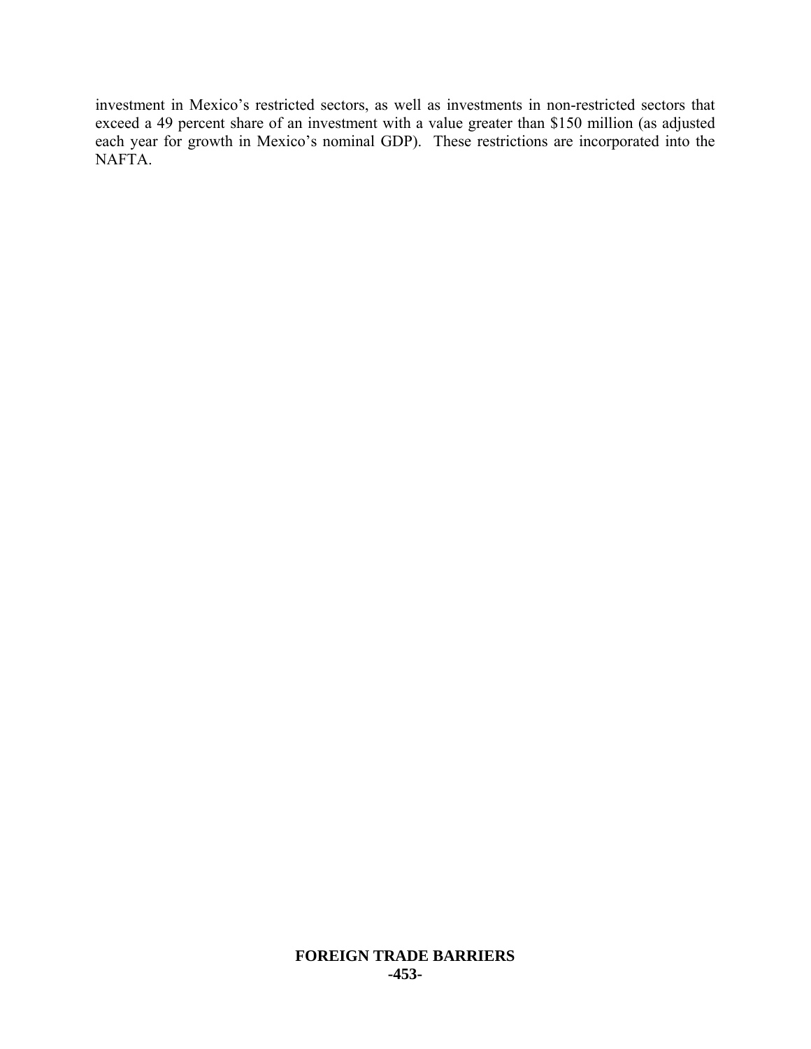investment in Mexico's restricted sectors, as well as investments in non-restricted sectors that exceed a 49 percent share of an investment with a value greater than $150 million (as adjusted each year for growth in Mexico's nominal GDP). These restrictions are incorporated into the NAFTA.